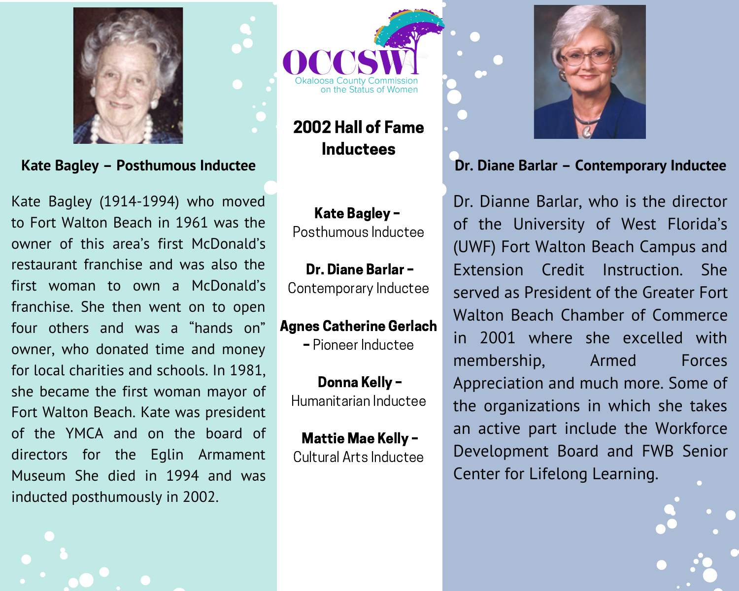OCCSW

Okaloosa County Commission on the Status of Women

## 2002 Hall of Fame Inductees

**Kate Bagley –** Posthumous Inductee

**Dr. Diane Barlar –** Contemporary Inductee

**Agnes Catherine Gerlach –** Pioneer Inductee

**Donna Kelly –** Humanitarian Inductee

**Mattie Mae Kelly –** Cultural Arts Inductee

### Kate Bagley – Posthumous Inductee

Kate Bagley (1914-1994) who moved to Fort Walton Beach in 1961 was the owner of this area's first McDonald's restaurant franchise and was also the first woman to own a McDonald's franchise. She then went on to open four others and was a "hands on" owner, who donated time and money for local charities and schools. In 1981, she became the first woman mayor of Fort Walton Beach. Kate was president of the YMCA and on the board of directors for the Eglin Armament Museum She died in 1994 and was inducted posthumously in 2002.

### Dr. Diane Barlar – Contemporary Inductee

Dr. Dianne Barlar, who is the director of the University of West Florida's (UWF) Fort Walton Beach Campus and Extension Credit Instruction. She served as President of the Greater Fort Walton Beach Chamber of Commerce in 2001 where she excelled with membership, Armed Forces Appreciation and much more. Some of the organizations in which she takes an active part include the Workforce Development Board and FWB Senior Center for Lifelong Learning.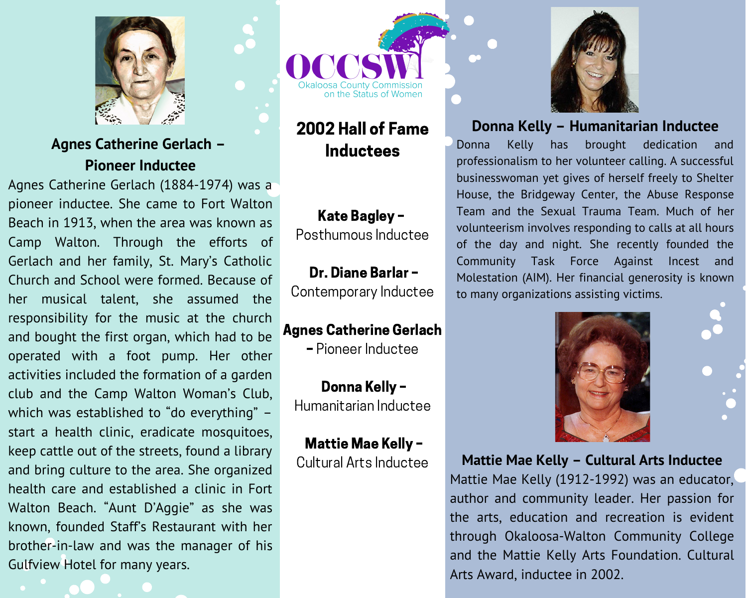OCCSW
Okaloosa County Commission on the Status of Women

## 2002 Hall of Fame Inductees

**Kate Bagley –** Posthumous Inductee

**Dr. Diane Barlar –** Contemporary Inductee

**Agnes Catherine Gerlach –** Pioneer Inductee

**Donna Kelly –** Humanitarian Inductee

**Mattie Mae Kelly –** Cultural Arts Inductee

### Agnes Catherine Gerlach – Pioneer Inductee

Agnes Catherine Gerlach (1884-1974) was a pioneer inductee. She came to Fort Walton Beach in 1913, when the area was known as Camp Walton. Through the efforts of Gerlach and her family, St. Mary's Catholic Church and School were formed. Because of her musical talent, she assumed the responsibility for the music at the church and bought the first organ, which had to be operated with a foot pump. Her other activities included the formation of a garden club and the Camp Walton Woman's Club, which was established to "do everything" – start a health clinic, eradicate mosquitoes, keep cattle out of the streets, found a library and bring culture to the area. She organized health care and established a clinic in Fort Walton Beach. "Aunt D'Aggie" as she was known, founded Staff's Restaurant with her brother-in-law and was the manager of his Gulfview Hotel for many years.

### Donna Kelly – Humanitarian Inductee

Donna Kelly has brought dedication and professionalism to her volunteer calling. A successful businesswoman yet gives of herself freely to Shelter House, the Bridgeway Center, the Abuse Response Team and the Sexual Trauma Team. Much of her volunteerism involves responding to calls at all hours of the day and night. She recently founded the Community Task Force Against Incest and Molestation (AIM). Her financial generosity is known to many organizations assisting victims.

### Mattie Mae Kelly – Cultural Arts Inductee

Mattie Mae Kelly (1912-1992) was an educator, author and community leader. Her passion for the arts, education and recreation is evident through Okaloosa-Walton Community College and the Mattie Kelly Arts Foundation. Cultural Arts Award, inductee in 2002.